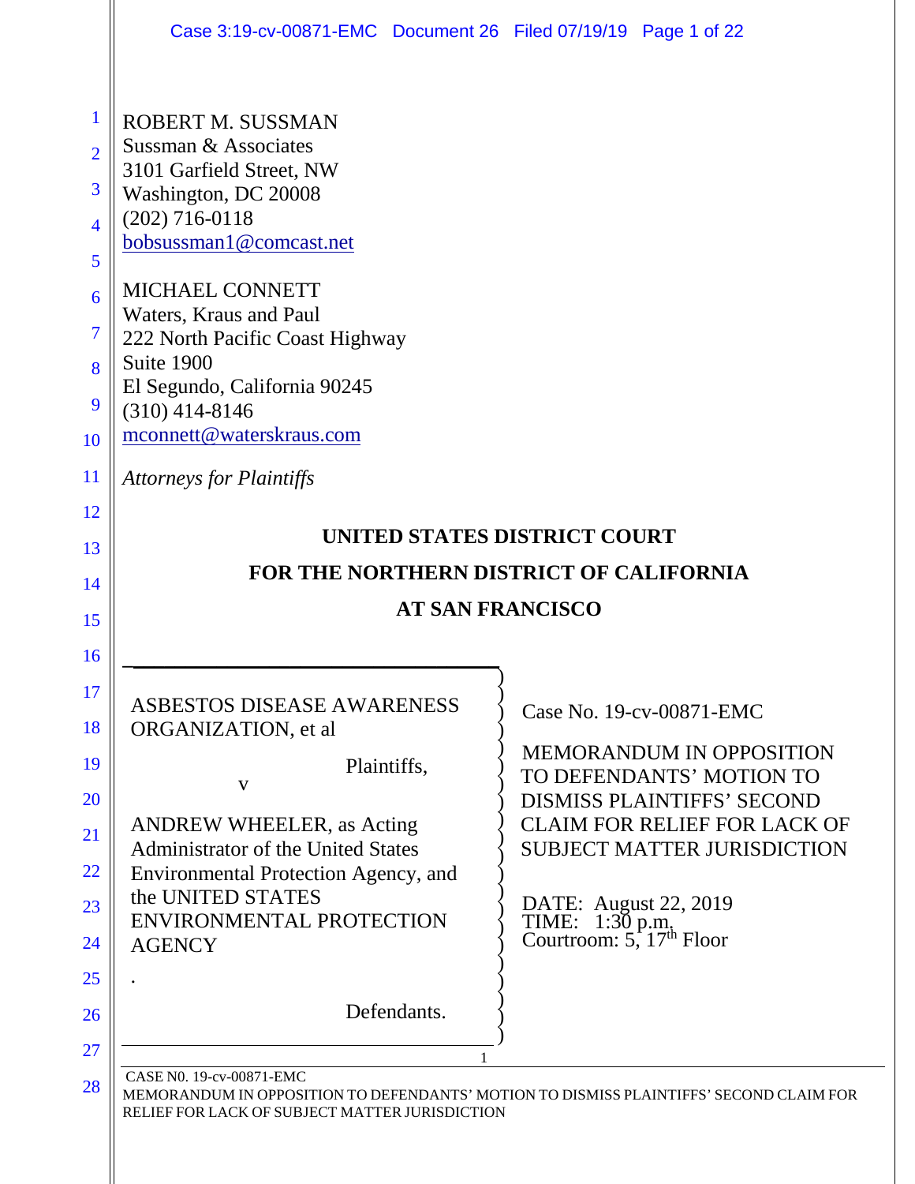ROBERT M. SUSSMAN
Sussman & Associates
3101 Garfield Street, NW
Washington, DC 20008
(202) 716-0118
bobsussman1@comcast.net

MICHAEL CONNETT
Waters, Kraus and Paul
222 North Pacific Coast Highway
Suite 1900
El Segundo, California 90245
(310) 414-8146
mconnett@waterskraus.com

*Attorneys for Plaintiffs*

**UNITED STATES DISTRICT COURT**

**FOR THE NORTHERN DISTRICT OF CALIFORNIA**

**AT SAN FRANCISCO**

ASBESTOS DISEASE AWARENESS ORGANIZATION, et al

Plaintiffs,

v

ANDREW WHEELER, as Acting Administrator of the United States Environmental Protection Agency, and the UNITED STATES ENVIRONMENTAL PROTECTION AGENCY

.

Defendants.

Case No. 19-cv-00871-EMC

MEMORANDUM IN OPPOSITION TO DEFENDANTS' MOTION TO DISMISS PLAINTIFFS' SECOND CLAIM FOR RELIEF FOR LACK OF SUBJECT MATTER JURISDICTION

DATE: August 22, 2019
TIME: 1:30 p.m.
Courtroom: 5, 17th Floor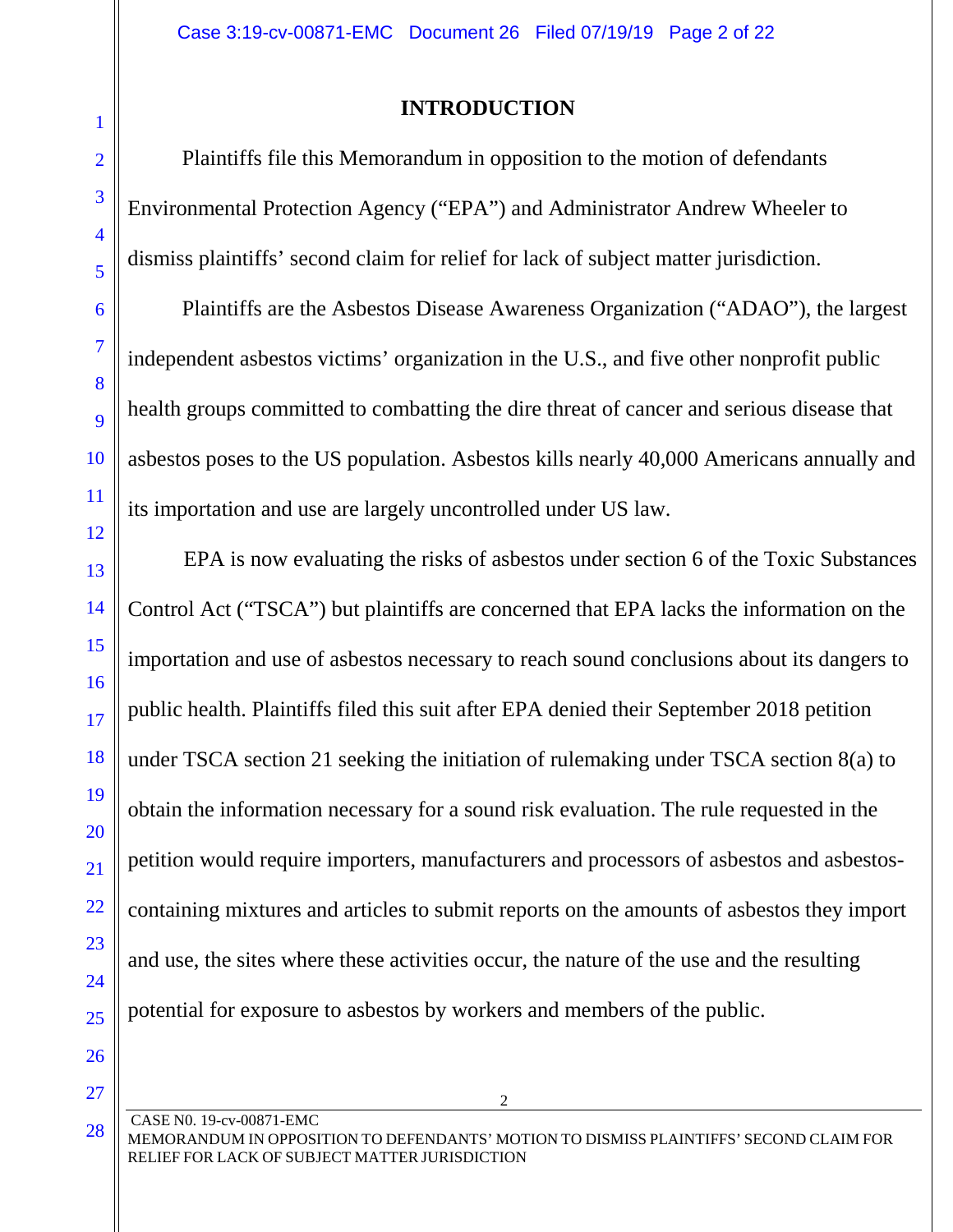## INTRODUCTION

Plaintiffs file this Memorandum in opposition to the motion of defendants Environmental Protection Agency ("EPA") and Administrator Andrew Wheeler to dismiss plaintiffs' second claim for relief for lack of subject matter jurisdiction.

Plaintiffs are the Asbestos Disease Awareness Organization ("ADAO"), the largest independent asbestos victims' organization in the U.S., and five other nonprofit public health groups committed to combatting the dire threat of cancer and serious disease that asbestos poses to the US population. Asbestos kills nearly 40,000 Americans annually and its importation and use are largely uncontrolled under US law.

EPA is now evaluating the risks of asbestos under section 6 of the Toxic Substances Control Act ("TSCA") but plaintiffs are concerned that EPA lacks the information on the importation and use of asbestos necessary to reach sound conclusions about its dangers to public health. Plaintiffs filed this suit after EPA denied their September 2018 petition under TSCA section 21 seeking the initiation of rulemaking under TSCA section 8(a) to obtain the information necessary for a sound risk evaluation. The rule requested in the petition would require importers, manufacturers and processors of asbestos and asbestos-containing mixtures and articles to submit reports on the amounts of asbestos they import and use, the sites where these activities occur, the nature of the use and the resulting potential for exposure to asbestos by workers and members of the public.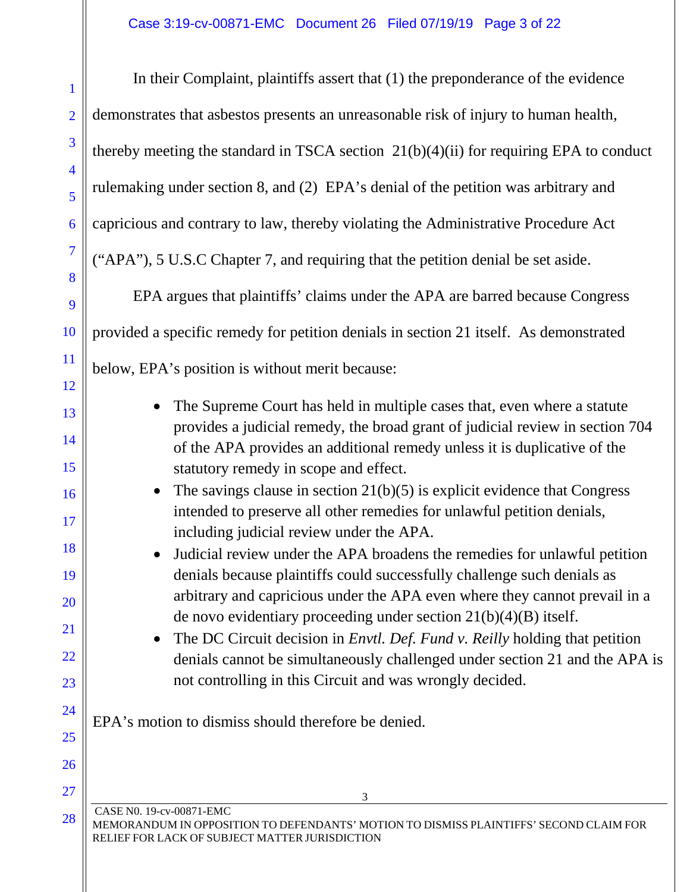In their Complaint, plaintiffs assert that (1) the preponderance of the evidence demonstrates that asbestos presents an unreasonable risk of injury to human health, thereby meeting the standard in TSCA section 21(b)(4)(ii) for requiring EPA to conduct rulemaking under section 8, and (2) EPA's denial of the petition was arbitrary and capricious and contrary to law, thereby violating the Administrative Procedure Act ("APA"), 5 U.S.C Chapter 7, and requiring that the petition denial be set aside.

EPA argues that plaintiffs' claims under the APA are barred because Congress provided a specific remedy for petition denials in section 21 itself. As demonstrated below, EPA's position is without merit because:

- The Supreme Court has held in multiple cases that, even where a statute provides a judicial remedy, the broad grant of judicial review in section 704 of the APA provides an additional remedy unless it is duplicative of the statutory remedy in scope and effect.
- The savings clause in section 21(b)(5) is explicit evidence that Congress intended to preserve all other remedies for unlawful petition denials, including judicial review under the APA.
- Judicial review under the APA broadens the remedies for unlawful petition denials because plaintiffs could successfully challenge such denials as arbitrary and capricious under the APA even where they cannot prevail in a de novo evidentiary proceeding under section 21(b)(4)(B) itself.
- The DC Circuit decision in *Envtl. Def. Fund v. Reilly* holding that petition denials cannot be simultaneously challenged under section 21 and the APA is not controlling in this Circuit and was wrongly decided.

EPA's motion to dismiss should therefore be denied.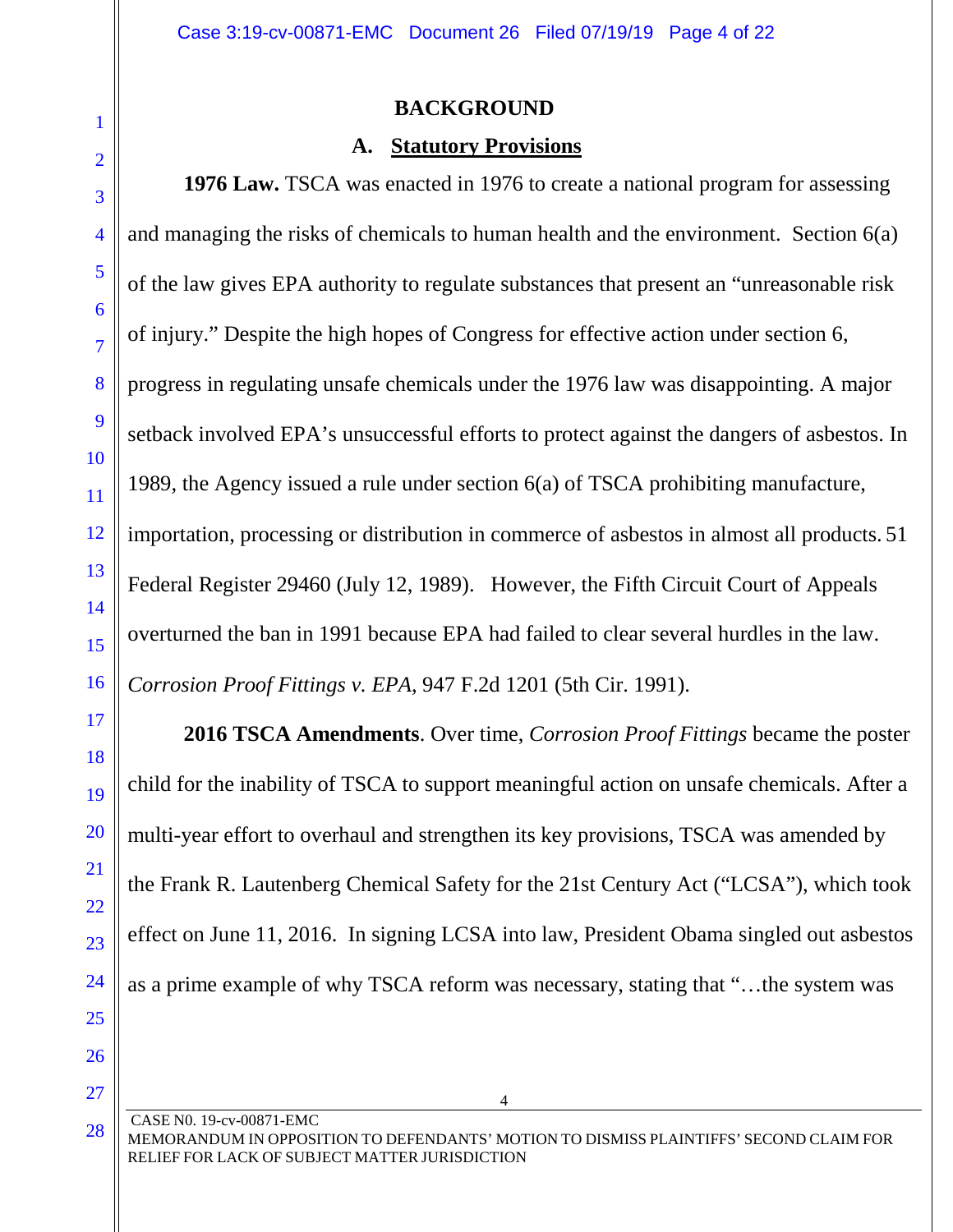## BACKGROUND

### A. Statutory Provisions

**1976 Law.** TSCA was enacted in 1976 to create a national program for assessing and managing the risks of chemicals to human health and the environment. Section 6(a) of the law gives EPA authority to regulate substances that present an "unreasonable risk of injury." Despite the high hopes of Congress for effective action under section 6, progress in regulating unsafe chemicals under the 1976 law was disappointing. A major setback involved EPA's unsuccessful efforts to protect against the dangers of asbestos. In 1989, the Agency issued a rule under section 6(a) of TSCA prohibiting manufacture, importation, processing or distribution in commerce of asbestos in almost all products. 51 Federal Register 29460 (July 12, 1989). However, the Fifth Circuit Court of Appeals overturned the ban in 1991 because EPA had failed to clear several hurdles in the law. *Corrosion Proof Fittings v. EPA*, 947 F.2d 1201 (5th Cir. 1991).

**2016 TSCA Amendments**. Over time, *Corrosion Proof Fittings* became the poster child for the inability of TSCA to support meaningful action on unsafe chemicals. After a multi-year effort to overhaul and strengthen its key provisions, TSCA was amended by the Frank R. Lautenberg Chemical Safety for the 21st Century Act ("LCSA"), which took effect on June 11, 2016. In signing LCSA into law, President Obama singled out asbestos as a prime example of why TSCA reform was necessary, stating that "…the system was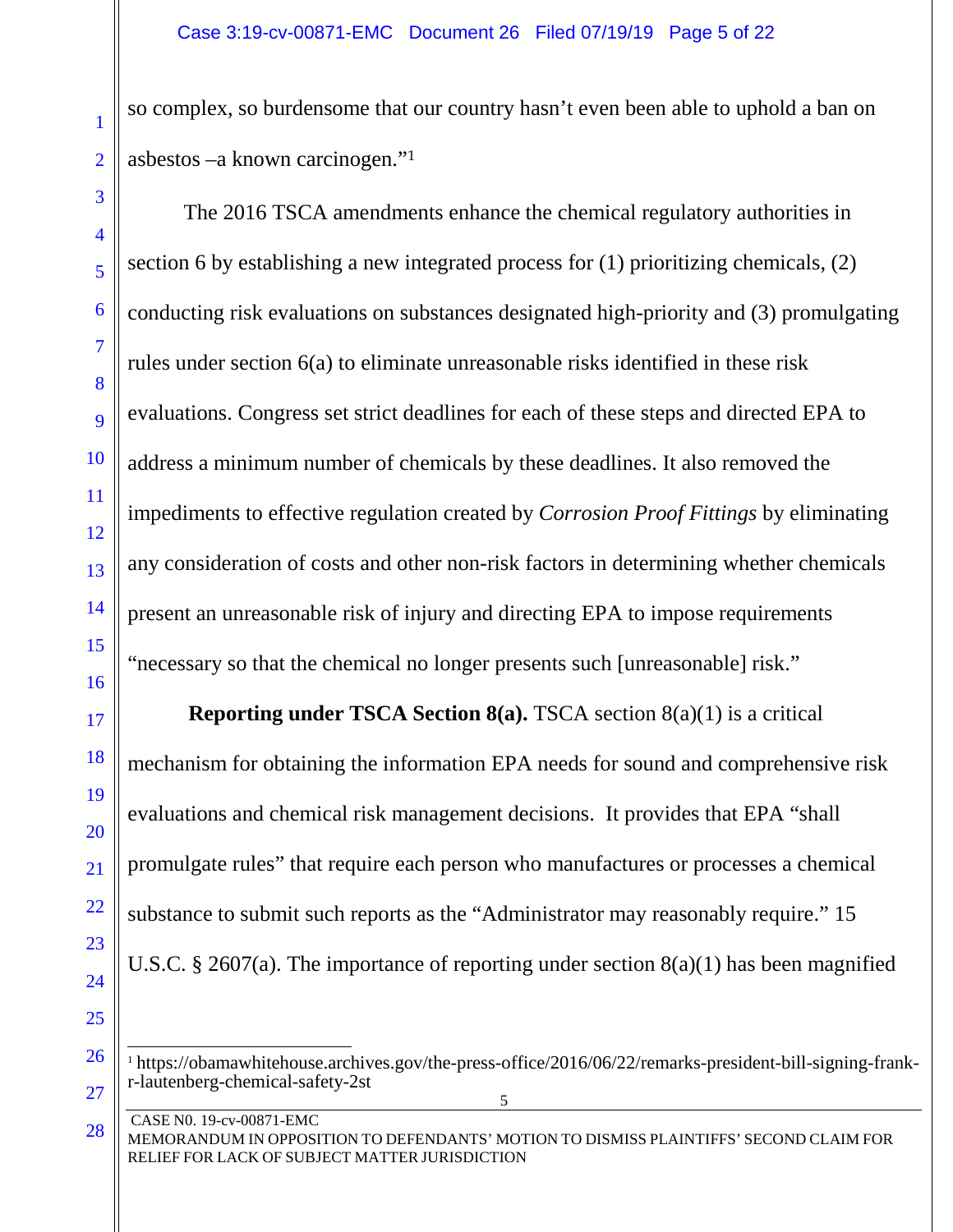so complex, so burdensome that our country hasn't even been able to uphold a ban on asbestos –a known carcinogen."[1]

The 2016 TSCA amendments enhance the chemical regulatory authorities in section 6 by establishing a new integrated process for (1) prioritizing chemicals, (2) conducting risk evaluations on substances designated high-priority and (3) promulgating rules under section 6(a) to eliminate unreasonable risks identified in these risk evaluations. Congress set strict deadlines for each of these steps and directed EPA to address a minimum number of chemicals by these deadlines. It also removed the impediments to effective regulation created by *Corrosion Proof Fittings* by eliminating any consideration of costs and other non-risk factors in determining whether chemicals present an unreasonable risk of injury and directing EPA to impose requirements "necessary so that the chemical no longer presents such [unreasonable] risk."

**Reporting under TSCA Section 8(a).** TSCA section 8(a)(1) is a critical mechanism for obtaining the information EPA needs for sound and comprehensive risk evaluations and chemical risk management decisions. It provides that EPA "shall promulgate rules" that require each person who manufactures or processes a chemical substance to submit such reports as the "Administrator may reasonably require." 15 U.S.C. § 2607(a). The importance of reporting under section 8(a)(1) has been magnified

[1] https://obamawhitehouse.archives.gov/the-press-office/2016/06/22/remarks-president-bill-signing-frank-r-lautenberg-chemical-safety-2st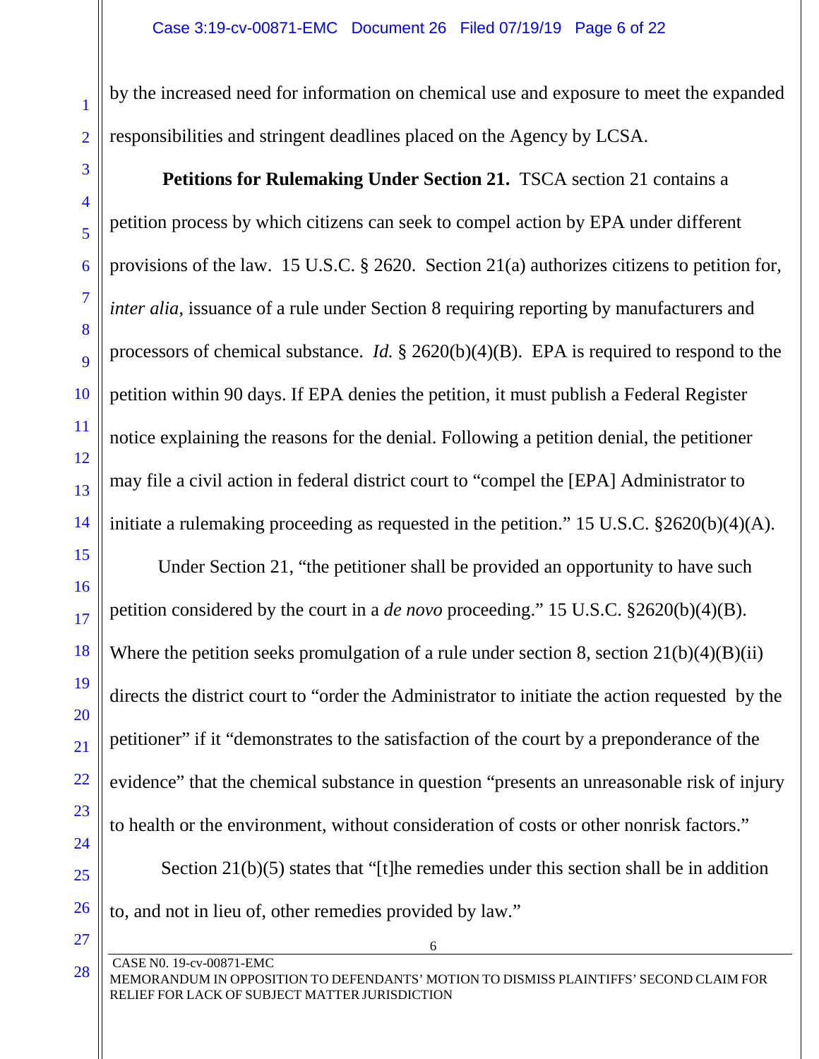by the increased need for information on chemical use and exposure to meet the expanded responsibilities and stringent deadlines placed on the Agency by LCSA.

**Petitions for Rulemaking Under Section 21.** TSCA section 21 contains a petition process by which citizens can seek to compel action by EPA under different provisions of the law. 15 U.S.C. § 2620. Section 21(a) authorizes citizens to petition for, *inter alia*, issuance of a rule under Section 8 requiring reporting by manufacturers and processors of chemical substance. *Id.* § 2620(b)(4)(B). EPA is required to respond to the petition within 90 days. If EPA denies the petition, it must publish a Federal Register notice explaining the reasons for the denial. Following a petition denial, the petitioner may file a civil action in federal district court to "compel the [EPA] Administrator to initiate a rulemaking proceeding as requested in the petition." 15 U.S.C. §2620(b)(4)(A).

Under Section 21, "the petitioner shall be provided an opportunity to have such petition considered by the court in a *de novo* proceeding." 15 U.S.C. §2620(b)(4)(B). Where the petition seeks promulgation of a rule under section 8, section 21(b)(4)(B)(ii) directs the district court to "order the Administrator to initiate the action requested by the petitioner" if it "demonstrates to the satisfaction of the court by a preponderance of the evidence" that the chemical substance in question "presents an unreasonable risk of injury to health or the environment, without consideration of costs or other nonrisk factors."

Section 21(b)(5) states that "[t]he remedies under this section shall be in addition to, and not in lieu of, other remedies provided by law."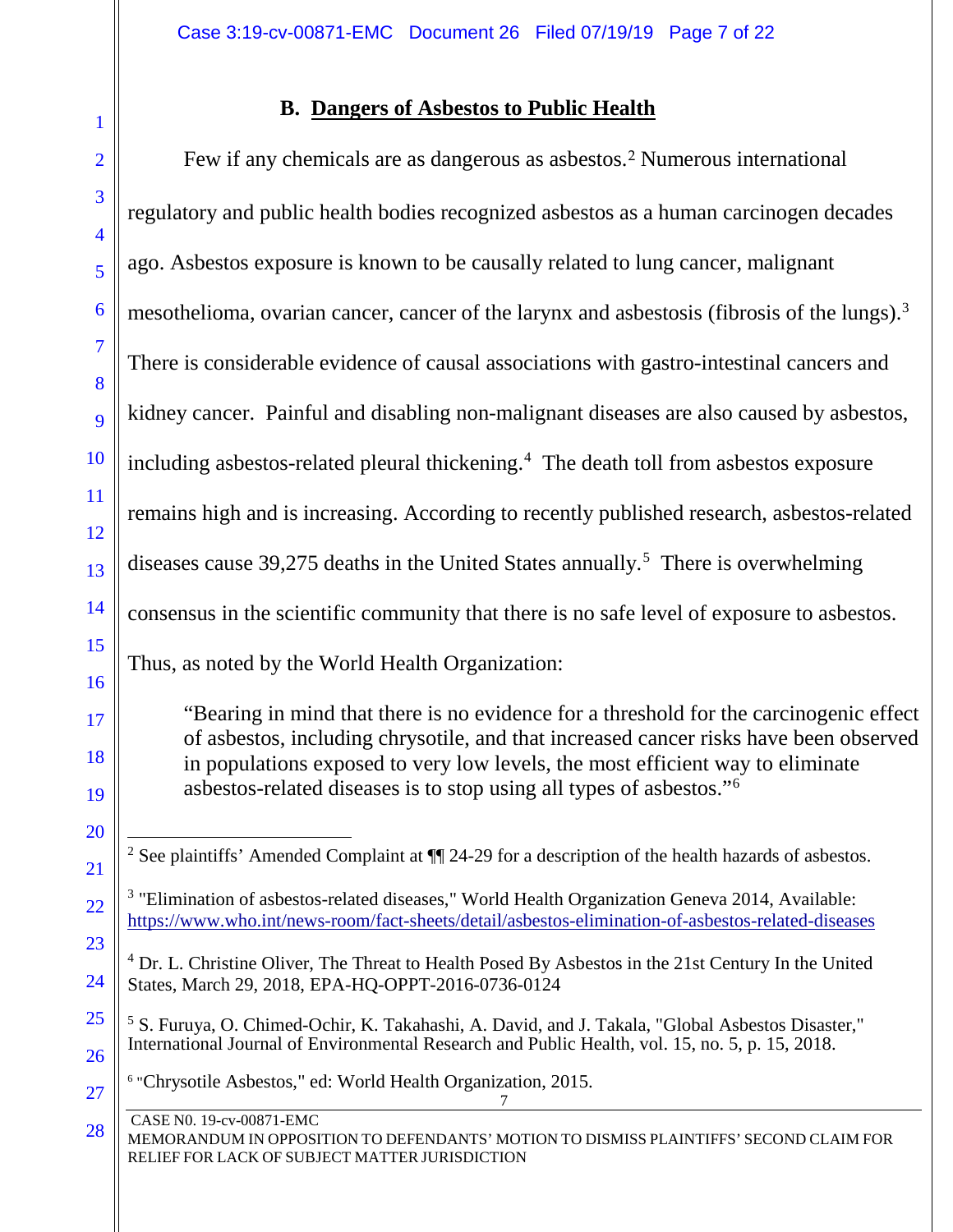### B. Dangers of Asbestos to Public Health

Few if any chemicals are as dangerous as asbestos.[2] Numerous international regulatory and public health bodies recognized asbestos as a human carcinogen decades ago. Asbestos exposure is known to be causally related to lung cancer, malignant mesothelioma, ovarian cancer, cancer of the larynx and asbestosis (fibrosis of the lungs).[3] There is considerable evidence of causal associations with gastro-intestinal cancers and kidney cancer. Painful and disabling non-malignant diseases are also caused by asbestos, including asbestos-related pleural thickening.[4] The death toll from asbestos exposure remains high and is increasing. According to recently published research, asbestos-related diseases cause 39,275 deaths in the United States annually.[5] There is overwhelming consensus in the scientific community that there is no safe level of exposure to asbestos. Thus, as noted by the World Health Organization:

> "Bearing in mind that there is no evidence for a threshold for the carcinogenic effect of asbestos, including chrysotile, and that increased cancer risks have been observed in populations exposed to very low levels, the most efficient way to eliminate asbestos-related diseases is to stop using all types of asbestos."[6]

---

[2] See plaintiffs' Amended Complaint at ¶¶ 24-29 for a description of the health hazards of asbestos.

[3] "Elimination of asbestos-related diseases," World Health Organization Geneva 2014, Available: https://www.who.int/news-room/fact-sheets/detail/asbestos-elimination-of-asbestos-related-diseases

[4] Dr. L. Christine Oliver, The Threat to Health Posed By Asbestos in the 21st Century In the United States, March 29, 2018, EPA-HQ-OPPT-2016-0736-0124

[5] S. Furuya, O. Chimed-Ochir, K. Takahashi, A. David, and J. Takala, "Global Asbestos Disaster," International Journal of Environmental Research and Public Health, vol. 15, no. 5, p. 15, 2018.

[6] "Chrysotile Asbestos," ed: World Health Organization, 2015.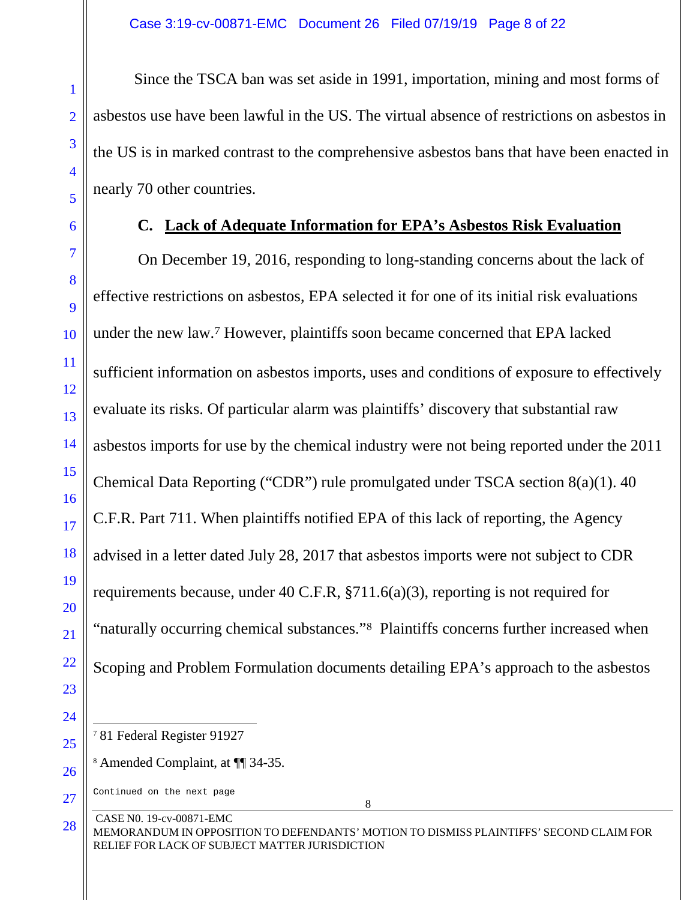Since the TSCA ban was set aside in 1991, importation, mining and most forms of asbestos use have been lawful in the US. The virtual absence of restrictions on asbestos in the US is in marked contrast to the comprehensive asbestos bans that have been enacted in nearly 70 other countries.

### C. Lack of Adequate Information for EPA's Asbestos Risk Evaluation

On December 19, 2016, responding to long-standing concerns about the lack of effective restrictions on asbestos, EPA selected it for one of its initial risk evaluations under the new law.[7] However, plaintiffs soon became concerned that EPA lacked sufficient information on asbestos imports, uses and conditions of exposure to effectively evaluate its risks. Of particular alarm was plaintiffs' discovery that substantial raw asbestos imports for use by the chemical industry were not being reported under the 2011 Chemical Data Reporting ("CDR") rule promulgated under TSCA section 8(a)(1). 40 C.F.R. Part 711. When plaintiffs notified EPA of this lack of reporting, the Agency advised in a letter dated July 28, 2017 that asbestos imports were not subject to CDR requirements because, under 40 C.F.R, §711.6(a)(3), reporting is not required for "naturally occurring chemical substances."[8] Plaintiffs concerns further increased when Scoping and Problem Formulation documents detailing EPA's approach to the asbestos

[7] 81 Federal Register 91927

[8] Amended Complaint, at ¶¶ 34-35.

Continued on the next page

CASE N0. 19-cv-00871-EMC
MEMORANDUM IN OPPOSITION TO DEFENDANTS' MOTION TO DISMISS PLAINTIFFS' SECOND CLAIM FOR RELIEF FOR LACK OF SUBJECT MATTER JURISDICTION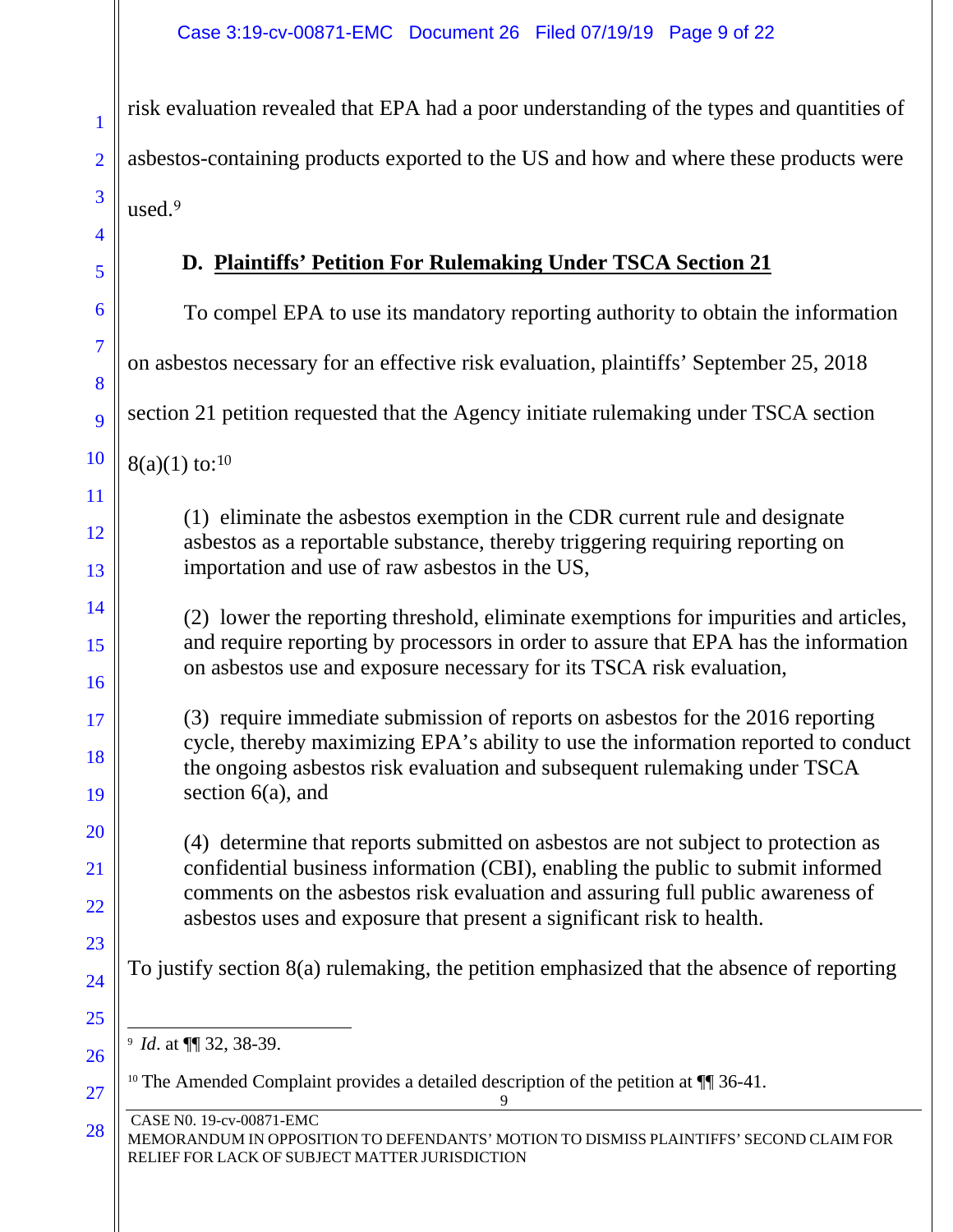risk evaluation revealed that EPA had a poor understanding of the types and quantities of asbestos-containing products exported to the US and how and where these products were used.[9]

### D. Plaintiffs' Petition For Rulemaking Under TSCA Section 21

To compel EPA to use its mandatory reporting authority to obtain the information on asbestos necessary for an effective risk evaluation, plaintiffs' September 25, 2018 section 21 petition requested that the Agency initiate rulemaking under TSCA section 8(a)(1) to:[10]

> (1) eliminate the asbestos exemption in the CDR current rule and designate asbestos as a reportable substance, thereby triggering requiring reporting on importation and use of raw asbestos in the US,
>
> (2) lower the reporting threshold, eliminate exemptions for impurities and articles, and require reporting by processors in order to assure that EPA has the information on asbestos use and exposure necessary for its TSCA risk evaluation,
>
> (3) require immediate submission of reports on asbestos for the 2016 reporting cycle, thereby maximizing EPA's ability to use the information reported to conduct the ongoing asbestos risk evaluation and subsequent rulemaking under TSCA section 6(a), and
>
> (4) determine that reports submitted on asbestos are not subject to protection as confidential business information (CBI), enabling the public to submit informed comments on the asbestos risk evaluation and assuring full public awareness of asbestos uses and exposure that present a significant risk to health.

To justify section 8(a) rulemaking, the petition emphasized that the absence of reporting

---

[9] *Id*. at ¶¶ 32, 38-39.

[10] The Amended Complaint provides a detailed description of the petition at ¶¶ 36-41.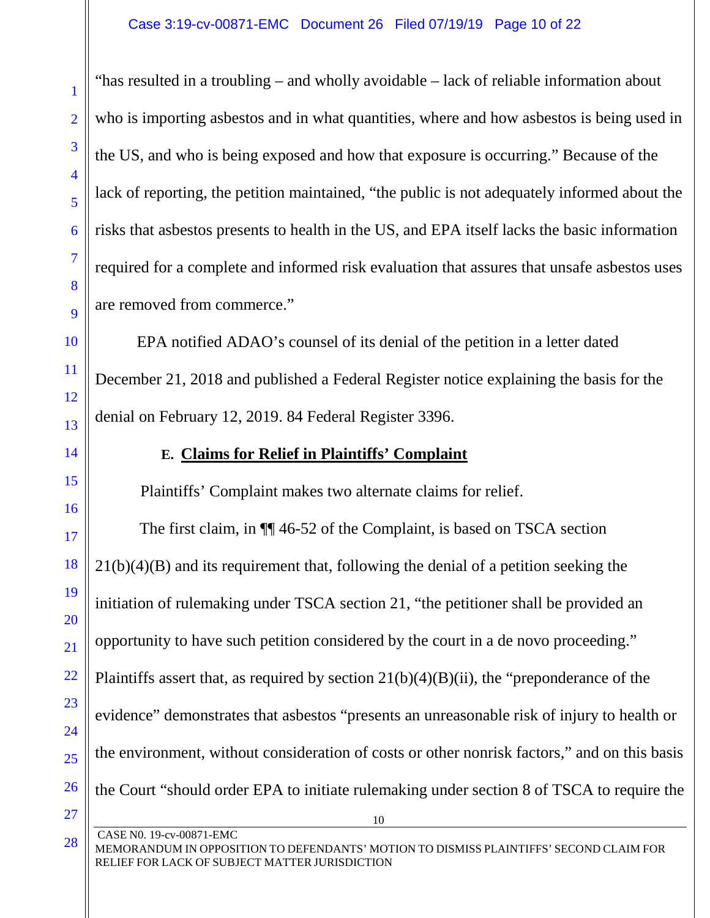"has resulted in a troubling – and wholly avoidable – lack of reliable information about who is importing asbestos and in what quantities, where and how asbestos is being used in the US, and who is being exposed and how that exposure is occurring." Because of the lack of reporting, the petition maintained, "the public is not adequately informed about the risks that asbestos presents to health in the US, and EPA itself lacks the basic information required for a complete and informed risk evaluation that assures that unsafe asbestos uses are removed from commerce."

EPA notified ADAO's counsel of its denial of the petition in a letter dated December 21, 2018 and published a Federal Register notice explaining the basis for the denial on February 12, 2019. 84 Federal Register 3396.

### E. Claims for Relief in Plaintiffs' Complaint

Plaintiffs' Complaint makes two alternate claims for relief.

The first claim, in ¶¶ 46-52 of the Complaint, is based on TSCA section 21(b)(4)(B) and its requirement that, following the denial of a petition seeking the initiation of rulemaking under TSCA section 21, "the petitioner shall be provided an opportunity to have such petition considered by the court in a de novo proceeding." Plaintiffs assert that, as required by section 21(b)(4)(B)(ii), the "preponderance of the evidence" demonstrates that asbestos "presents an unreasonable risk of injury to health or the environment, without consideration of costs or other nonrisk factors," and on this basis the Court "should order EPA to initiate rulemaking under section 8 of TSCA to require the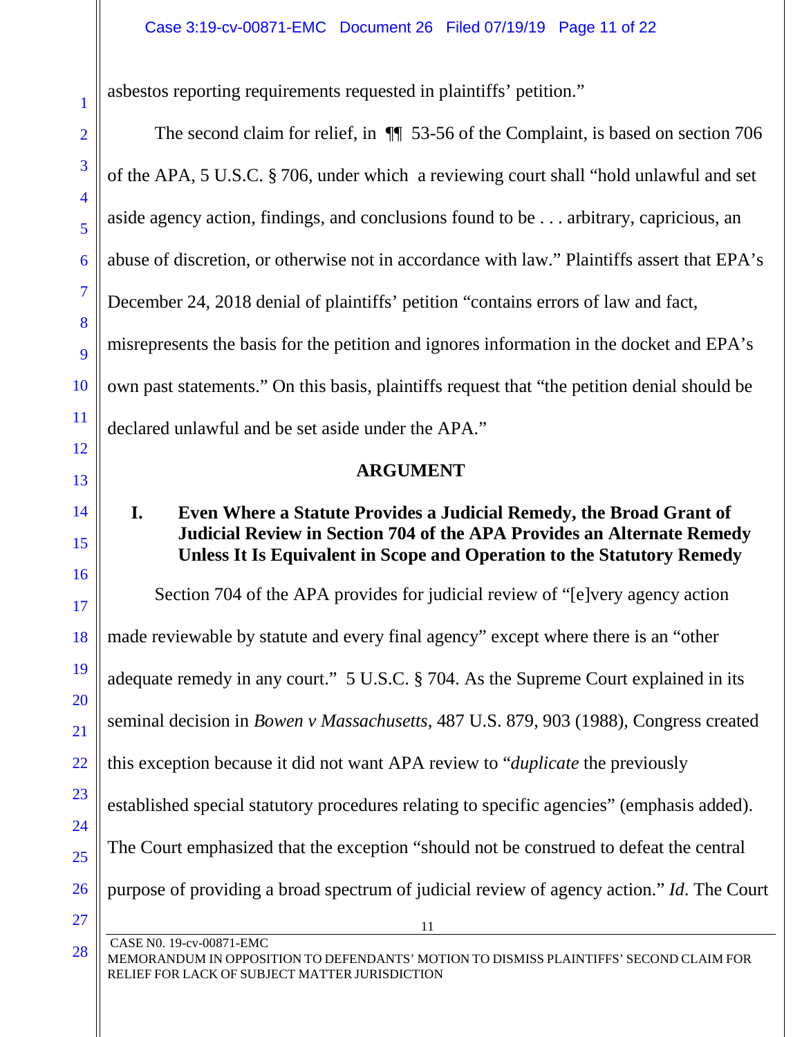asbestos reporting requirements requested in plaintiffs' petition."

The second claim for relief, in ¶¶ 53-56 of the Complaint, is based on section 706 of the APA, 5 U.S.C. § 706, under which a reviewing court shall "hold unlawful and set aside agency action, findings, and conclusions found to be . . . arbitrary, capricious, an abuse of discretion, or otherwise not in accordance with law." Plaintiffs assert that EPA's December 24, 2018 denial of plaintiffs' petition "contains errors of law and fact, misrepresents the basis for the petition and ignores information in the docket and EPA's own past statements." On this basis, plaintiffs request that "the petition denial should be declared unlawful and be set aside under the APA."

## ARGUMENT

### I. Even Where a Statute Provides a Judicial Remedy, the Broad Grant of Judicial Review in Section 704 of the APA Provides an Alternate Remedy Unless It Is Equivalent in Scope and Operation to the Statutory Remedy

Section 704 of the APA provides for judicial review of "[e]very agency action made reviewable by statute and every final agency" except where there is an "other adequate remedy in any court." 5 U.S.C. § 704. As the Supreme Court explained in its seminal decision in *Bowen v Massachusetts*, 487 U.S. 879, 903 (1988), Congress created this exception because it did not want APA review to "*duplicate* the previously established special statutory procedures relating to specific agencies" (emphasis added). The Court emphasized that the exception "should not be construed to defeat the central purpose of providing a broad spectrum of judicial review of agency action." *Id*. The Court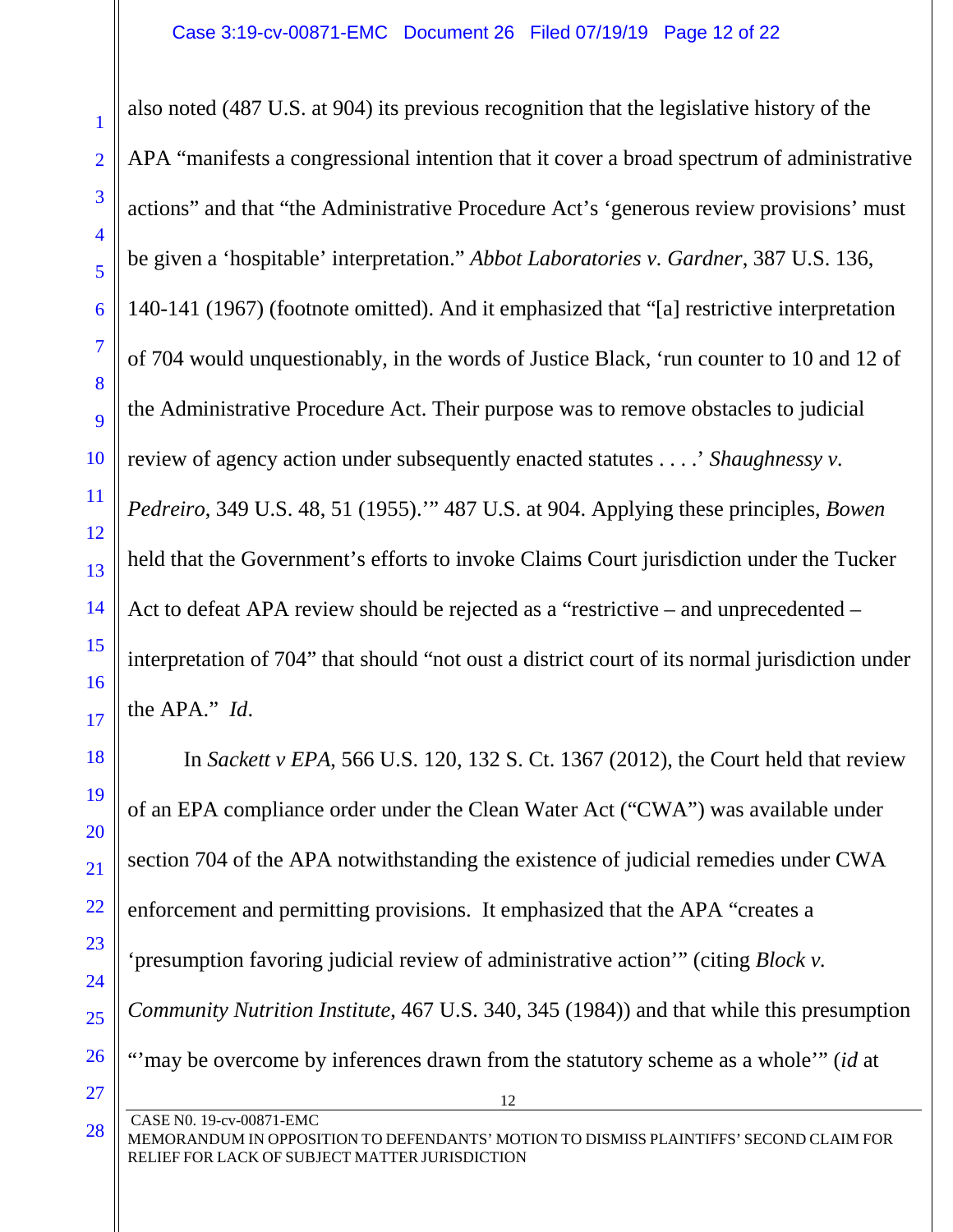also noted (487 U.S. at 904) its previous recognition that the legislative history of the APA "manifests a congressional intention that it cover a broad spectrum of administrative actions" and that "the Administrative Procedure Act's 'generous review provisions' must be given a 'hospitable' interpretation." *Abbot Laboratories v. Gardner*, 387 U.S. 136, 140-141 (1967) (footnote omitted). And it emphasized that "[a] restrictive interpretation of 704 would unquestionably, in the words of Justice Black, 'run counter to 10 and 12 of the Administrative Procedure Act. Their purpose was to remove obstacles to judicial review of agency action under subsequently enacted statutes . . . .' *Shaughnessy v. Pedreiro*, 349 U.S. 48, 51 (1955).'" 487 U.S. at 904. Applying these principles, *Bowen* held that the Government's efforts to invoke Claims Court jurisdiction under the Tucker Act to defeat APA review should be rejected as a "restrictive – and unprecedented – interpretation of 704" that should "not oust a district court of its normal jurisdiction under the APA." *Id*.

In *Sackett v EPA*, 566 U.S. 120, 132 S. Ct. 1367 (2012), the Court held that review of an EPA compliance order under the Clean Water Act ("CWA") was available under section 704 of the APA notwithstanding the existence of judicial remedies under CWA enforcement and permitting provisions. It emphasized that the APA "creates a 'presumption favoring judicial review of administrative action'" (citing *Block v. Community Nutrition Institute*, 467 U.S. 340, 345 (1984)) and that while this presumption "'may be overcome by inferences drawn from the statutory scheme as a whole'" (*id* at

CASE N0. 19-cv-00871-EMC
MEMORANDUM IN OPPOSITION TO DEFENDANTS' MOTION TO DISMISS PLAINTIFFS' SECOND CLAIM FOR RELIEF FOR LACK OF SUBJECT MATTER JURISDICTION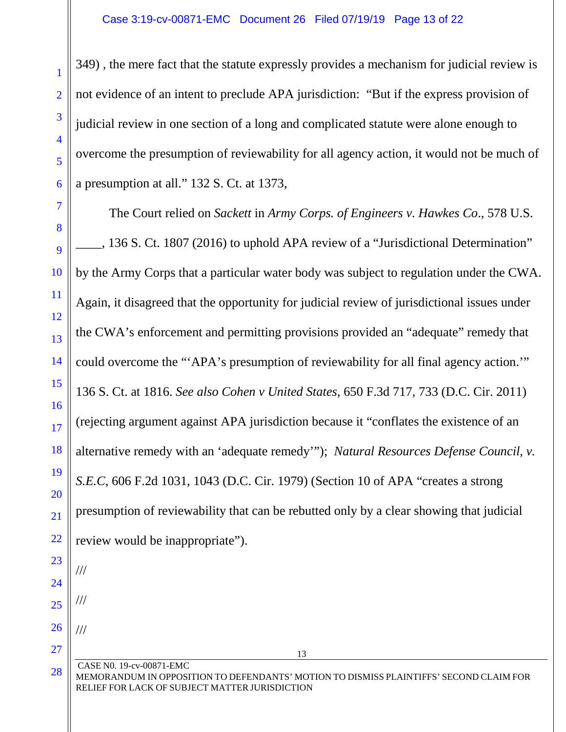349) , the mere fact that the statute expressly provides a mechanism for judicial review is not evidence of an intent to preclude APA jurisdiction: "But if the express provision of judicial review in one section of a long and complicated statute were alone enough to overcome the presumption of reviewability for all agency action, it would not be much of a presumption at all." 132 S. Ct. at 1373,

The Court relied on *Sackett* in *Army Corps. of Engineers v. Hawkes Co*., 578 U.S. ____, 136 S. Ct. 1807 (2016) to uphold APA review of a "Jurisdictional Determination" by the Army Corps that a particular water body was subject to regulation under the CWA. Again, it disagreed that the opportunity for judicial review of jurisdictional issues under the CWA's enforcement and permitting provisions provided an "adequate" remedy that could overcome the "'APA's presumption of reviewability for all final agency action.'" 136 S. Ct. at 1816. *See also Cohen v United States*, 650 F.3d 717, 733 (D.C. Cir. 2011) (rejecting argument against APA jurisdiction because it "conflates the existence of an alternative remedy with an 'adequate remedy'"); *Natural Resources Defense Council, v. S.E.C*, 606 F.2d 1031, 1043 (D.C. Cir. 1979) (Section 10 of APA "creates a strong presumption of reviewability that can be rebutted only by a clear showing that judicial review would be inappropriate").

///

///

///

CASE N0. 19-cv-00871-EMC
MEMORANDUM IN OPPOSITION TO DEFENDANTS' MOTION TO DISMISS PLAINTIFFS' SECOND CLAIM FOR RELIEF FOR LACK OF SUBJECT MATTER JURISDICTION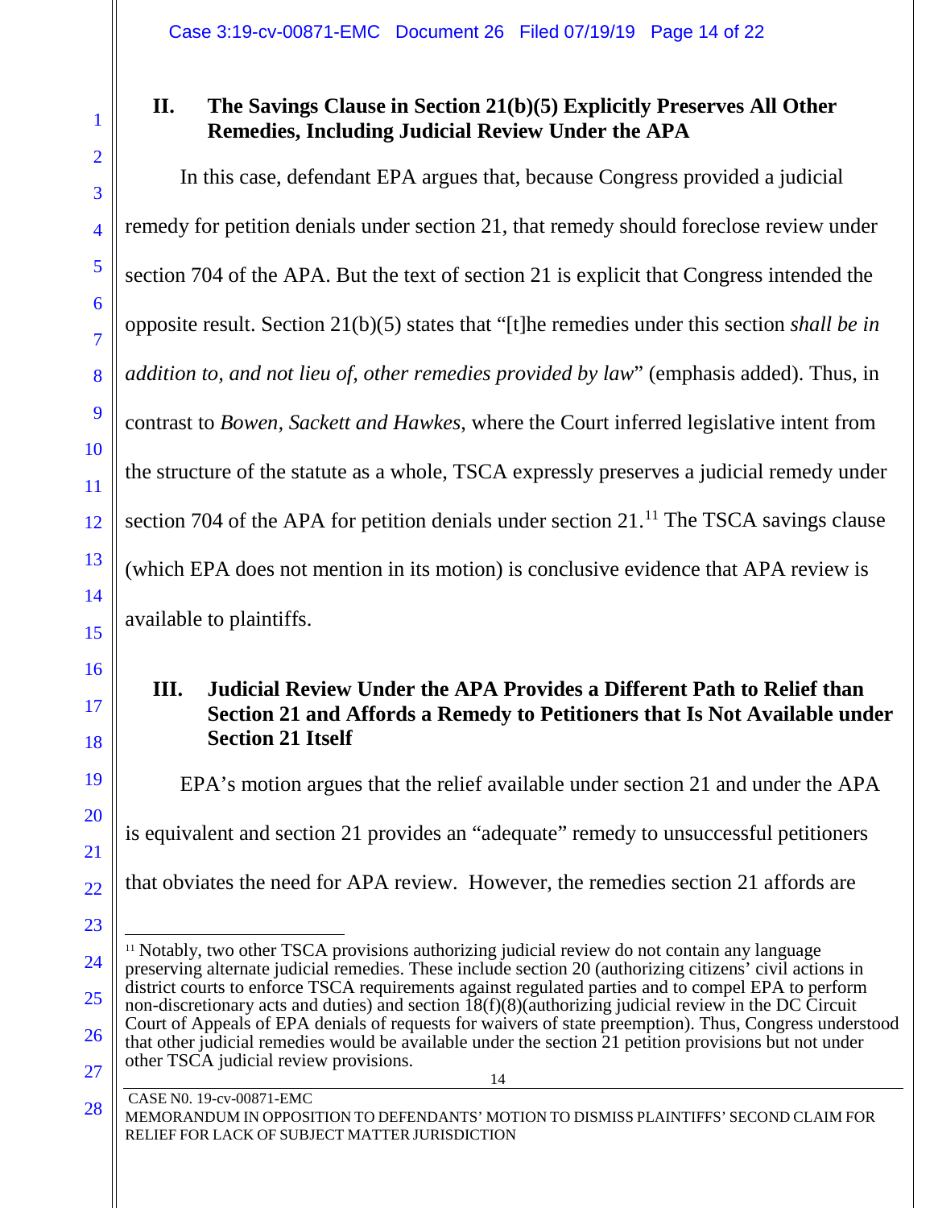## II. The Savings Clause in Section 21(b)(5) Explicitly Preserves All Other Remedies, Including Judicial Review Under the APA

In this case, defendant EPA argues that, because Congress provided a judicial remedy for petition denials under section 21, that remedy should foreclose review under section 704 of the APA. But the text of section 21 is explicit that Congress intended the opposite result. Section 21(b)(5) states that "[t]he remedies under this section *shall be in addition to, and not lieu of, other remedies provided by law*" (emphasis added). Thus, in contrast to *Bowen, Sackett and Hawkes*, where the Court inferred legislative intent from the structure of the statute as a whole, TSCA expressly preserves a judicial remedy under section 704 of the APA for petition denials under section 21.[11] The TSCA savings clause (which EPA does not mention in its motion) is conclusive evidence that APA review is available to plaintiffs.

## III. Judicial Review Under the APA Provides a Different Path to Relief than Section 21 and Affords a Remedy to Petitioners that Is Not Available under Section 21 Itself

EPA's motion argues that the relief available under section 21 and under the APA is equivalent and section 21 provides an "adequate" remedy to unsuccessful petitioners that obviates the need for APA review. However, the remedies section 21 affords are

[11] Notably, two other TSCA provisions authorizing judicial review do not contain any language preserving alternate judicial remedies. These include section 20 (authorizing citizens' civil actions in district courts to enforce TSCA requirements against regulated parties and to compel EPA to perform non-discretionary acts and duties) and section 18(f)(8)(authorizing judicial review in the DC Circuit Court of Appeals of EPA denials of requests for waivers of state preemption). Thus, Congress understood that other judicial remedies would be available under the section 21 petition provisions but not under other TSCA judicial review provisions.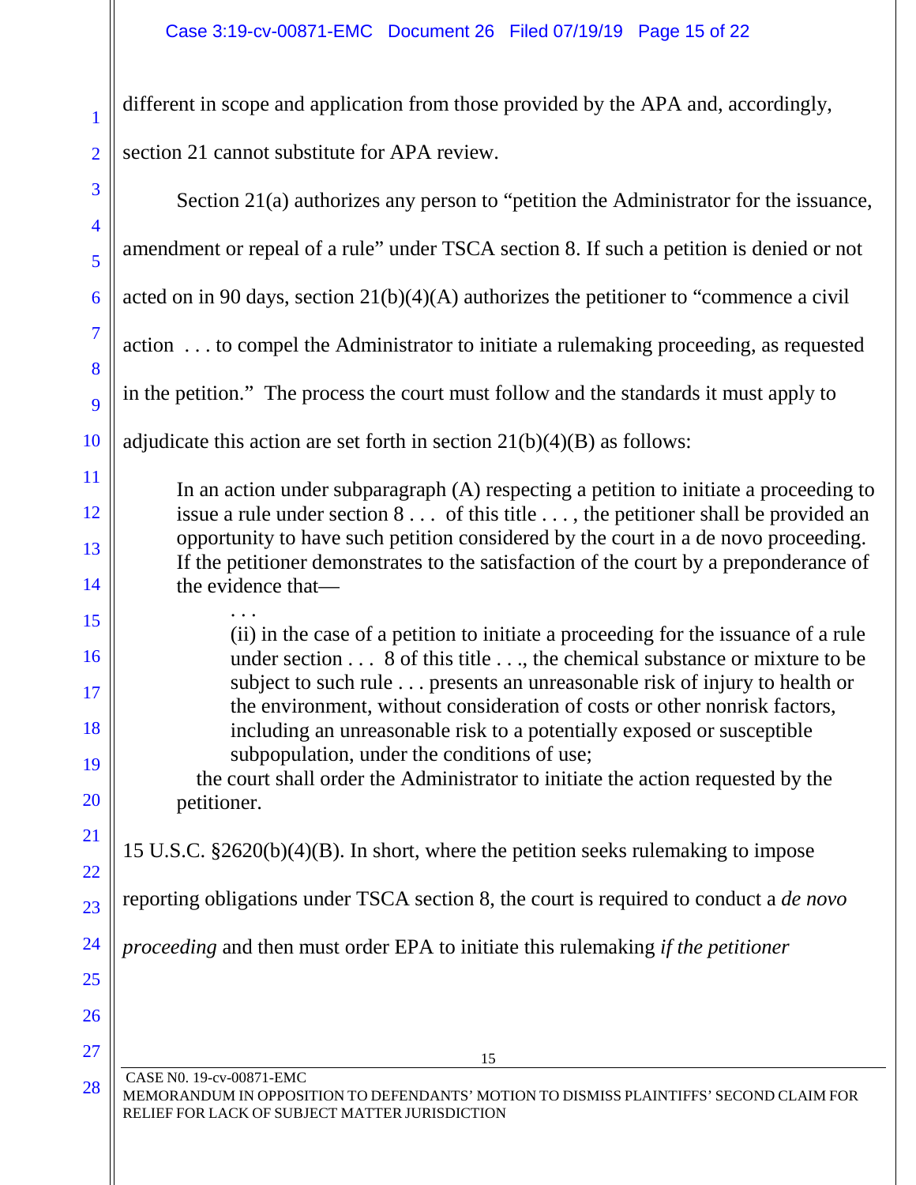different in scope and application from those provided by the APA and, accordingly, section 21 cannot substitute for APA review.

Section 21(a) authorizes any person to "petition the Administrator for the issuance, amendment or repeal of a rule" under TSCA section 8. If such a petition is denied or not acted on in 90 days, section 21(b)(4)(A) authorizes the petitioner to "commence a civil action . . . to compel the Administrator to initiate a rulemaking proceeding, as requested in the petition." The process the court must follow and the standards it must apply to adjudicate this action are set forth in section 21(b)(4)(B) as follows:

> In an action under subparagraph (A) respecting a petition to initiate a proceeding to issue a rule under section 8 . . . of this title . . . , the petitioner shall be provided an opportunity to have such petition considered by the court in a de novo proceeding. If the petitioner demonstrates to the satisfaction of the court by a preponderance of the evidence that—
>
> > . . .
> >
> > (ii) in the case of a petition to initiate a proceeding for the issuance of a rule under section . . . 8 of this title . . ., the chemical substance or mixture to be subject to such rule . . . presents an unreasonable risk of injury to health or the environment, without consideration of costs or other nonrisk factors, including an unreasonable risk to a potentially exposed or susceptible subpopulation, under the conditions of use;
>
> the court shall order the Administrator to initiate the action requested by the petitioner.

15 U.S.C. §2620(b)(4)(B). In short, where the petition seeks rulemaking to impose reporting obligations under TSCA section 8, the court is required to conduct a *de novo proceeding* and then must order EPA to initiate this rulemaking *if the petitioner*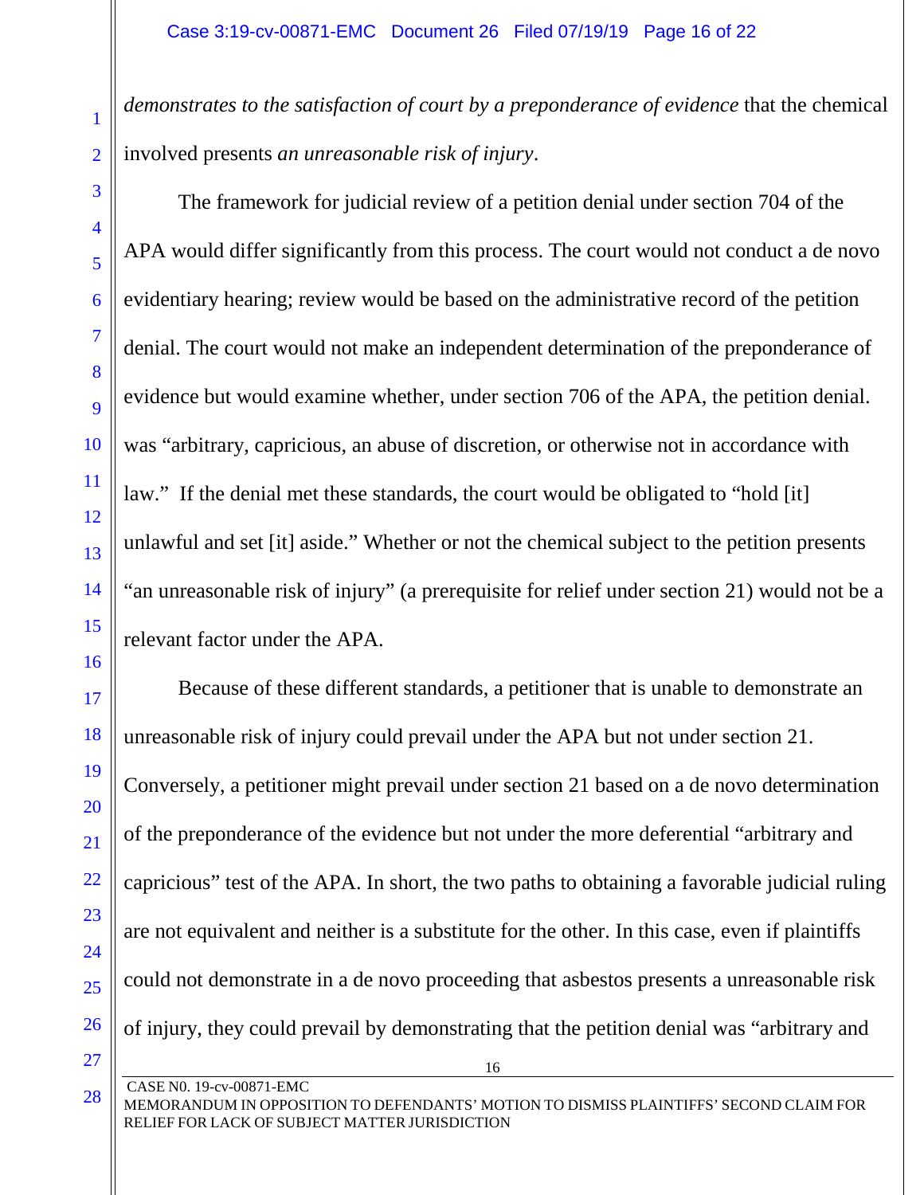*demonstrates to the satisfaction of court by a preponderance of evidence* that the chemical involved presents *an unreasonable risk of injury*.

The framework for judicial review of a petition denial under section 704 of the APA would differ significantly from this process. The court would not conduct a de novo evidentiary hearing; review would be based on the administrative record of the petition denial. The court would not make an independent determination of the preponderance of evidence but would examine whether, under section 706 of the APA, the petition denial. was "arbitrary, capricious, an abuse of discretion, or otherwise not in accordance with law." If the denial met these standards, the court would be obligated to "hold [it] unlawful and set [it] aside." Whether or not the chemical subject to the petition presents "an unreasonable risk of injury" (a prerequisite for relief under section 21) would not be a relevant factor under the APA.

Because of these different standards, a petitioner that is unable to demonstrate an unreasonable risk of injury could prevail under the APA but not under section 21. Conversely, a petitioner might prevail under section 21 based on a de novo determination of the preponderance of the evidence but not under the more deferential "arbitrary and capricious" test of the APA. In short, the two paths to obtaining a favorable judicial ruling are not equivalent and neither is a substitute for the other. In this case, even if plaintiffs could not demonstrate in a de novo proceeding that asbestos presents a unreasonable risk of injury, they could prevail by demonstrating that the petition denial was "arbitrary and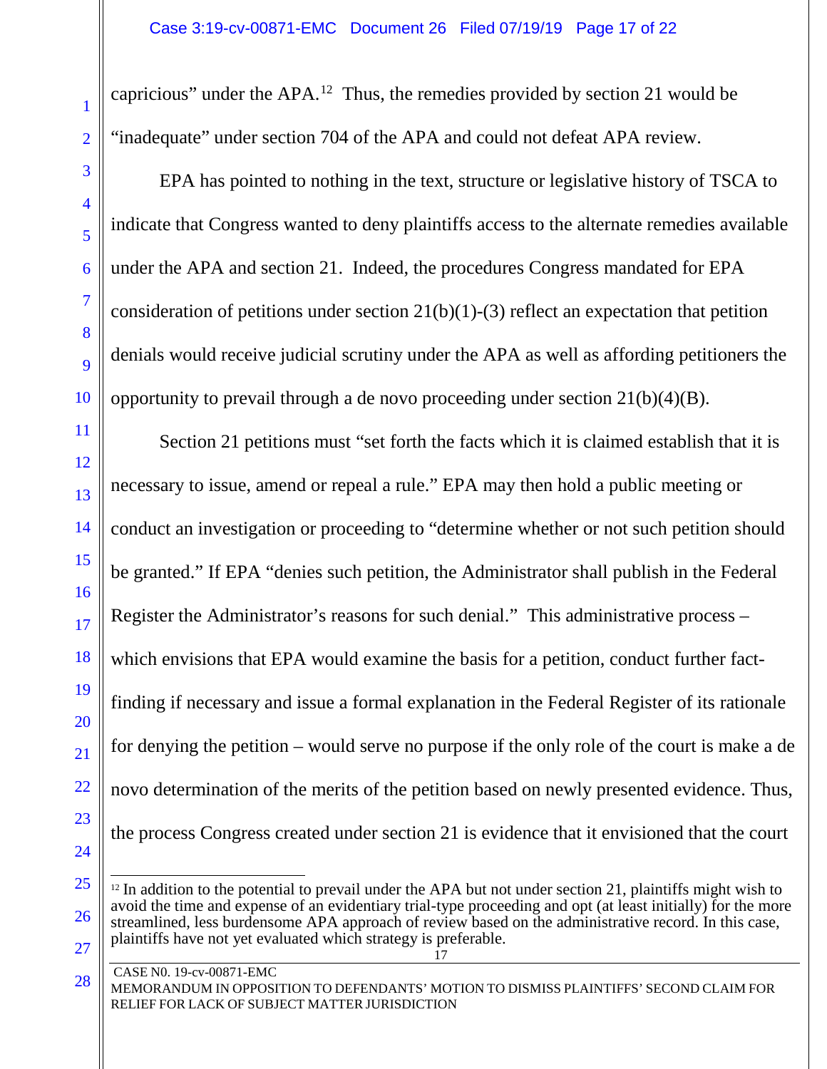capricious" under the APA.[12] Thus, the remedies provided by section 21 would be "inadequate" under section 704 of the APA and could not defeat APA review.

EPA has pointed to nothing in the text, structure or legislative history of TSCA to indicate that Congress wanted to deny plaintiffs access to the alternate remedies available under the APA and section 21. Indeed, the procedures Congress mandated for EPA consideration of petitions under section 21(b)(1)-(3) reflect an expectation that petition denials would receive judicial scrutiny under the APA as well as affording petitioners the opportunity to prevail through a de novo proceeding under section 21(b)(4)(B).

Section 21 petitions must "set forth the facts which it is claimed establish that it is necessary to issue, amend or repeal a rule." EPA may then hold a public meeting or conduct an investigation or proceeding to "determine whether or not such petition should be granted." If EPA "denies such petition, the Administrator shall publish in the Federal Register the Administrator's reasons for such denial." This administrative process – which envisions that EPA would examine the basis for a petition, conduct further fact-finding if necessary and issue a formal explanation in the Federal Register of its rationale for denying the petition – would serve no purpose if the only role of the court is make a de novo determination of the merits of the petition based on newly presented evidence. Thus, the process Congress created under section 21 is evidence that it envisioned that the court

[12] In addition to the potential to prevail under the APA but not under section 21, plaintiffs might wish to avoid the time and expense of an evidentiary trial-type proceeding and opt (at least initially) for the more streamlined, less burdensome APA approach of review based on the administrative record. In this case, plaintiffs have not yet evaluated which strategy is preferable.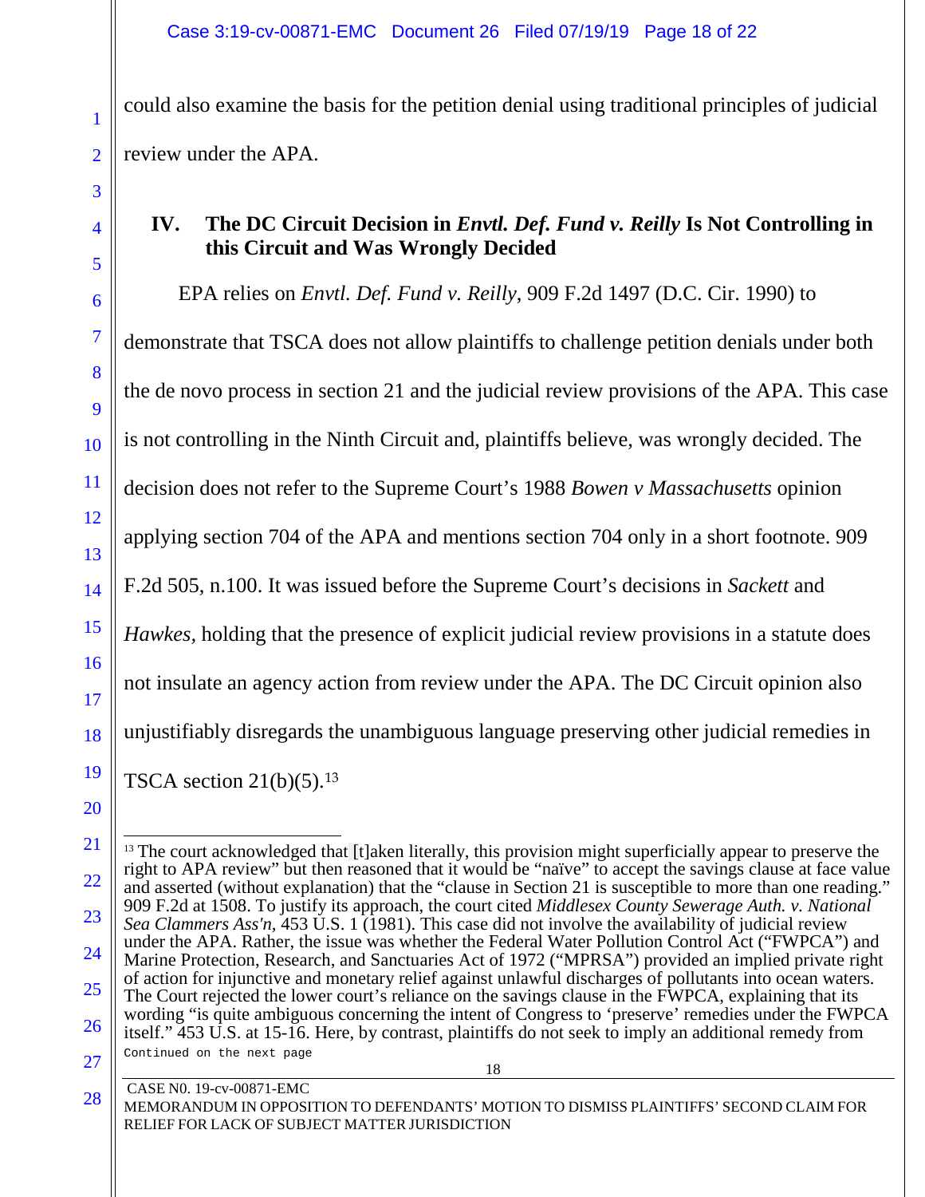could also examine the basis for the petition denial using traditional principles of judicial review under the APA.

## IV. The DC Circuit Decision in *Envtl. Def. Fund v. Reilly* Is Not Controlling in this Circuit and Was Wrongly Decided

EPA relies on *Envtl. Def. Fund v. Reilly*, 909 F.2d 1497 (D.C. Cir. 1990) to demonstrate that TSCA does not allow plaintiffs to challenge petition denials under both the de novo process in section 21 and the judicial review provisions of the APA. This case is not controlling in the Ninth Circuit and, plaintiffs believe, was wrongly decided. The decision does not refer to the Supreme Court's 1988 *Bowen v Massachusetts* opinion applying section 704 of the APA and mentions section 704 only in a short footnote. 909 F.2d 505, n.100. It was issued before the Supreme Court's decisions in *Sackett* and *Hawkes,* holding that the presence of explicit judicial review provisions in a statute does not insulate an agency action from review under the APA. The DC Circuit opinion also unjustifiably disregards the unambiguous language preserving other judicial remedies in TSCA section 21(b)(5).[13]

---

[13] The court acknowledged that [t]aken literally, this provision might superficially appear to preserve the right to APA review" but then reasoned that it would be "naïve" to accept the savings clause at face value and asserted (without explanation) that the "clause in Section 21 is susceptible to more than one reading." 909 F.2d at 1508. To justify its approach, the court cited *Middlesex County Sewerage Auth. v. National Sea Clammers Ass'n,* 453 U.S. 1 (1981). This case did not involve the availability of judicial review under the APA. Rather, the issue was whether the Federal Water Pollution Control Act ("FWPCA") and Marine Protection, Research, and Sanctuaries Act of 1972 ("MPRSA") provided an implied private right of action for injunctive and monetary relief against unlawful discharges of pollutants into ocean waters. The Court rejected the lower court's reliance on the savings clause in the FWPCA, explaining that its wording "is quite ambiguous concerning the intent of Congress to 'preserve' remedies under the FWPCA itself." 453 U.S. at 15-16. Here, by contrast, plaintiffs do not seek to imply an additional remedy from

Continued on the next page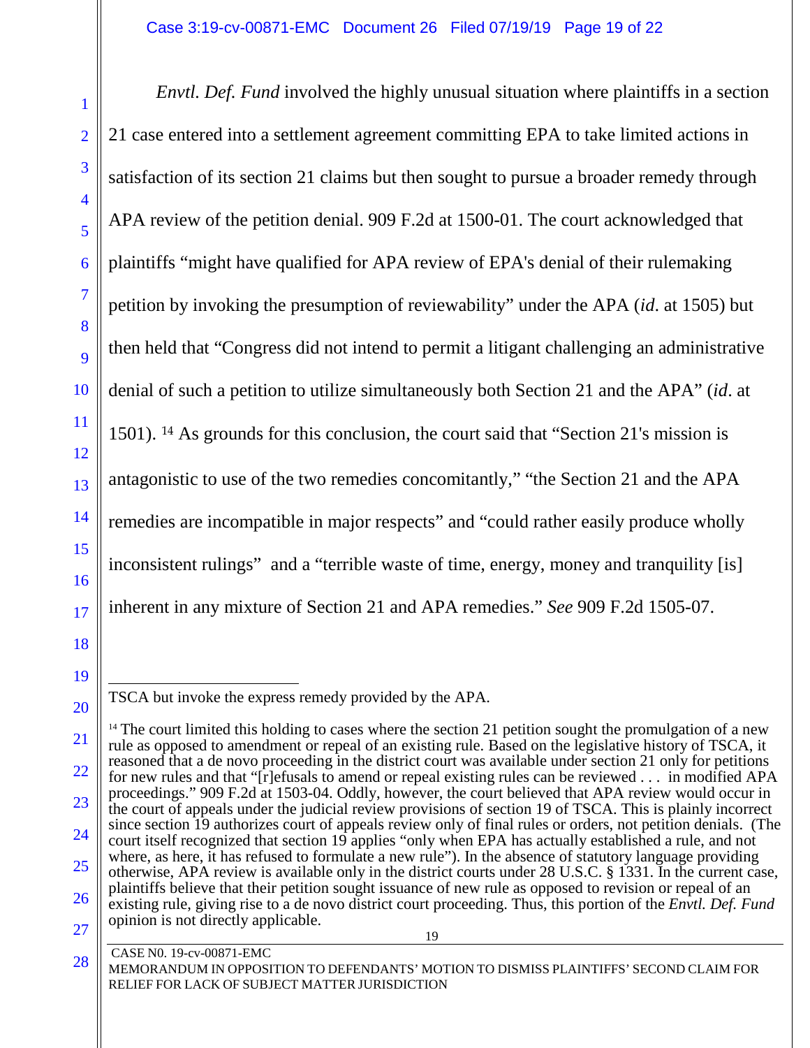*Envtl. Def. Fund* involved the highly unusual situation where plaintiffs in a section 21 case entered into a settlement agreement committing EPA to take limited actions in satisfaction of its section 21 claims but then sought to pursue a broader remedy through APA review of the petition denial. 909 F.2d at 1500-01. The court acknowledged that plaintiffs "might have qualified for APA review of EPA's denial of their rulemaking petition by invoking the presumption of reviewability" under the APA (*id*. at 1505) but then held that "Congress did not intend to permit a litigant challenging an administrative denial of such a petition to utilize simultaneously both Section 21 and the APA" (*id*. at 1501). [14] As grounds for this conclusion, the court said that "Section 21's mission is antagonistic to use of the two remedies concomitantly," "the Section 21 and the APA remedies are incompatible in major respects" and "could rather easily produce wholly inconsistent rulings" and a "terrible waste of time, energy, money and tranquility [is] inherent in any mixture of Section 21 and APA remedies." *See* 909 F.2d 1505-07.

---

TSCA but invoke the express remedy provided by the APA.

[14] The court limited this holding to cases where the section 21 petition sought the promulgation of a new rule as opposed to amendment or repeal of an existing rule. Based on the legislative history of TSCA, it reasoned that a de novo proceeding in the district court was available under section 21 only for petitions for new rules and that "[r]efusals to amend or repeal existing rules can be reviewed . . . in modified APA proceedings." 909 F.2d at 1503-04. Oddly, however, the court believed that APA review would occur in the court of appeals under the judicial review provisions of section 19 of TSCA. This is plainly incorrect since section 19 authorizes court of appeals review only of final rules or orders, not petition denials. (The court itself recognized that section 19 applies "only when EPA has actually established a rule, and not where, as here, it has refused to formulate a new rule"). In the absence of statutory language providing otherwise, APA review is available only in the district courts under 28 U.S.C. § 1331. In the current case, plaintiffs believe that their petition sought issuance of new rule as opposed to revision or repeal of an existing rule, giving rise to a de novo district court proceeding. Thus, this portion of the *Envtl. Def. Fund* opinion is not directly applicable.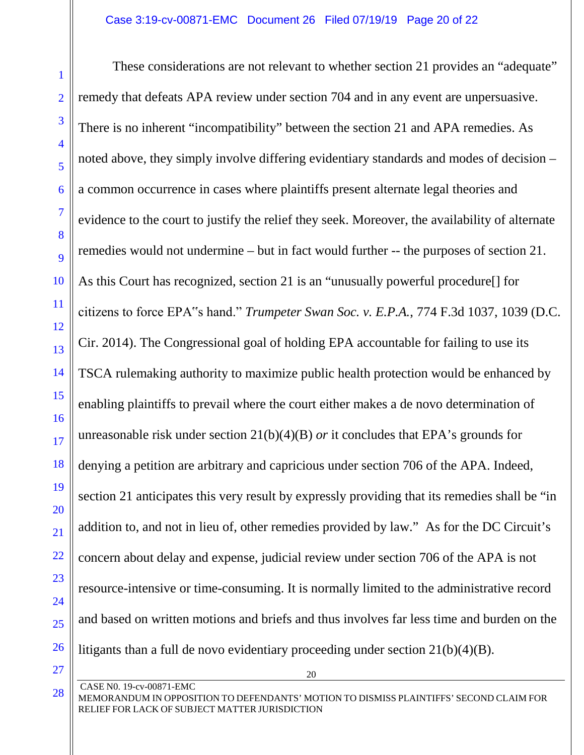These considerations are not relevant to whether section 21 provides an "adequate" remedy that defeats APA review under section 704 and in any event are unpersuasive. There is no inherent "incompatibility" between the section 21 and APA remedies. As noted above, they simply involve differing evidentiary standards and modes of decision – a common occurrence in cases where plaintiffs present alternate legal theories and evidence to the court to justify the relief they seek. Moreover, the availability of alternate remedies would not undermine – but in fact would further -- the purposes of section 21. As this Court has recognized, section 21 is an "unusually powerful procedure[] for citizens to force EPA"s hand." *Trumpeter Swan Soc. v. E.P.A.*, 774 F.3d 1037, 1039 (D.C. Cir. 2014). The Congressional goal of holding EPA accountable for failing to use its TSCA rulemaking authority to maximize public health protection would be enhanced by enabling plaintiffs to prevail where the court either makes a de novo determination of unreasonable risk under section 21(b)(4)(B) *or* it concludes that EPA's grounds for denying a petition are arbitrary and capricious under section 706 of the APA. Indeed, section 21 anticipates this very result by expressly providing that its remedies shall be "in addition to, and not in lieu of, other remedies provided by law." As for the DC Circuit's concern about delay and expense, judicial review under section 706 of the APA is not resource-intensive or time-consuming. It is normally limited to the administrative record and based on written motions and briefs and thus involves far less time and burden on the litigants than a full de novo evidentiary proceeding under section 21(b)(4)(B).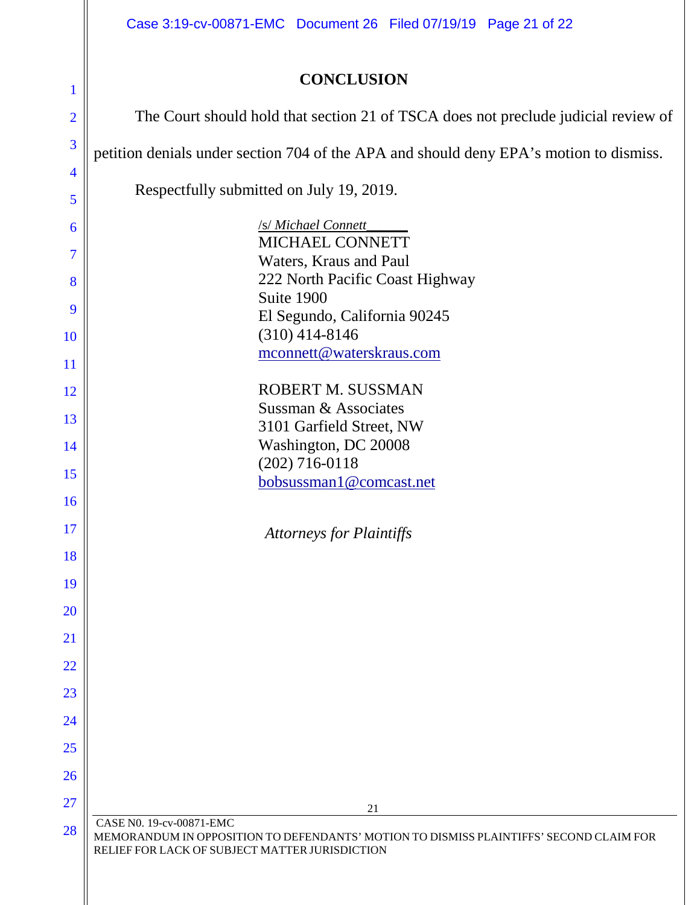## CONCLUSION

The Court should hold that section 21 of TSCA does not preclude judicial review of petition denials under section 704 of the APA and should deny EPA's motion to dismiss.

Respectfully submitted on July 19, 2019.

/s/ *Michael Connett*______
MICHAEL CONNETT
Waters, Kraus and Paul
222 North Pacific Coast Highway
Suite 1900
El Segundo, California 90245
(310) 414-8146
mconnett@waterskraus.com

ROBERT M. SUSSMAN
Sussman & Associates
3101 Garfield Street, NW
Washington, DC 20008
(202) 716-0118
bobsussman1@comcast.net

*Attorneys for Plaintiffs*

CASE N0. 19-cv-00871-EMC
MEMORANDUM IN OPPOSITION TO DEFENDANTS' MOTION TO DISMISS PLAINTIFFS' SECOND CLAIM FOR RELIEF FOR LACK OF SUBJECT MATTER JURISDICTION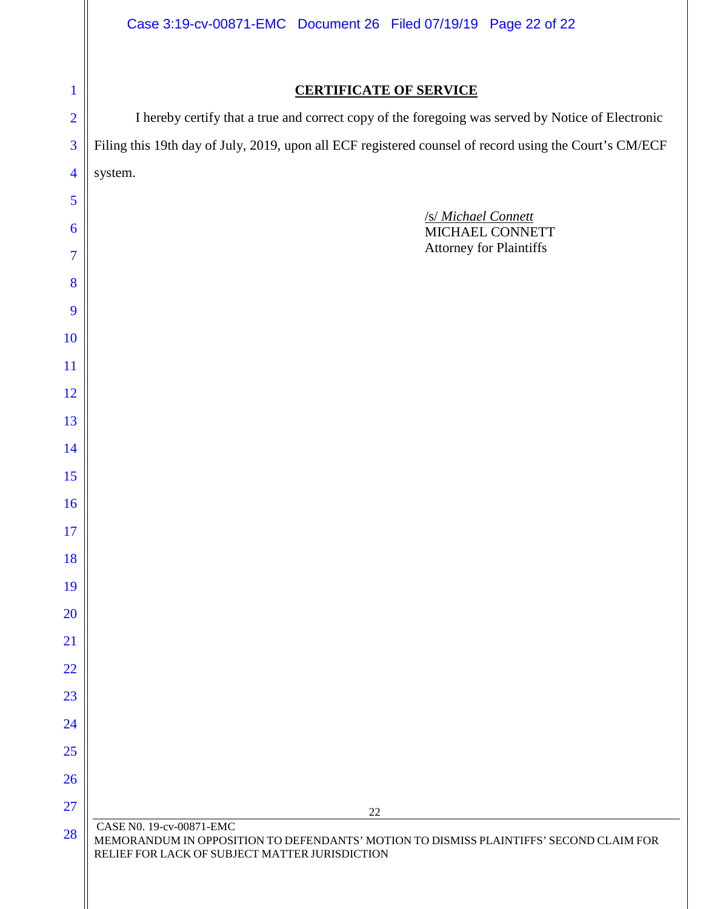**CERTIFICATE OF SERVICE**

I hereby certify that a true and correct copy of the foregoing was served by Notice of Electronic Filing this 19th day of July, 2019, upon all ECF registered counsel of record using the Court's CM/ECF system.

/s/ *Michael Connett*
MICHAEL CONNETT
Attorney for Plaintiffs